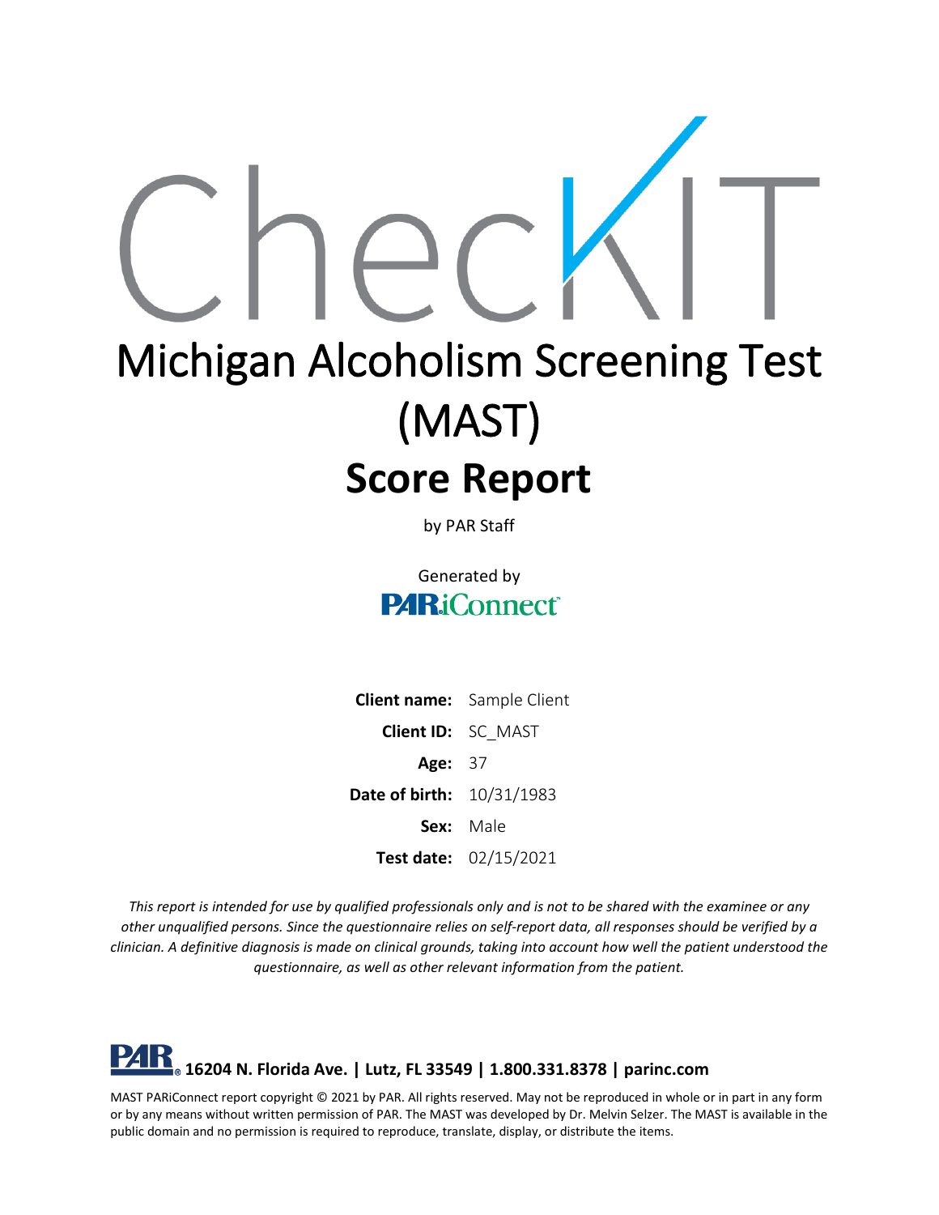# CheckIT

# Michigan Alcoholism Screening Test (MAST)

## Score Report

by PAR Staff

Generated by
PARiConnect

| | |
|---|---|
| **Client name:** | Sample Client |
| **Client ID:** | SC_MAST |
| **Age:** | 37 |
| **Date of birth:** | 10/31/1983 |
| **Sex:** | Male |
| **Test date:** | 02/15/2021 |

*This report is intended for use by qualified professionals only and is not to be shared with the examinee or any other unqualified persons. Since the questionnaire relies on self-report data, all responses should be verified by a clinician. A definitive diagnosis is made on clinical grounds, taking into account how well the patient understood the questionnaire, as well as other relevant information from the patient.*

**PAR 16204 N. Florida Ave. | Lutz, FL 33549 | 1.800.331.8378 | parinc.com**

MAST PARiConnect report copyright © 2021 by PAR. All rights reserved. May not be reproduced in whole or in part in any form or by any means without written permission of PAR. The MAST was developed by Dr. Melvin Selzer. The MAST is available in the public domain and no permission is required to reproduce, translate, display, or distribute the items.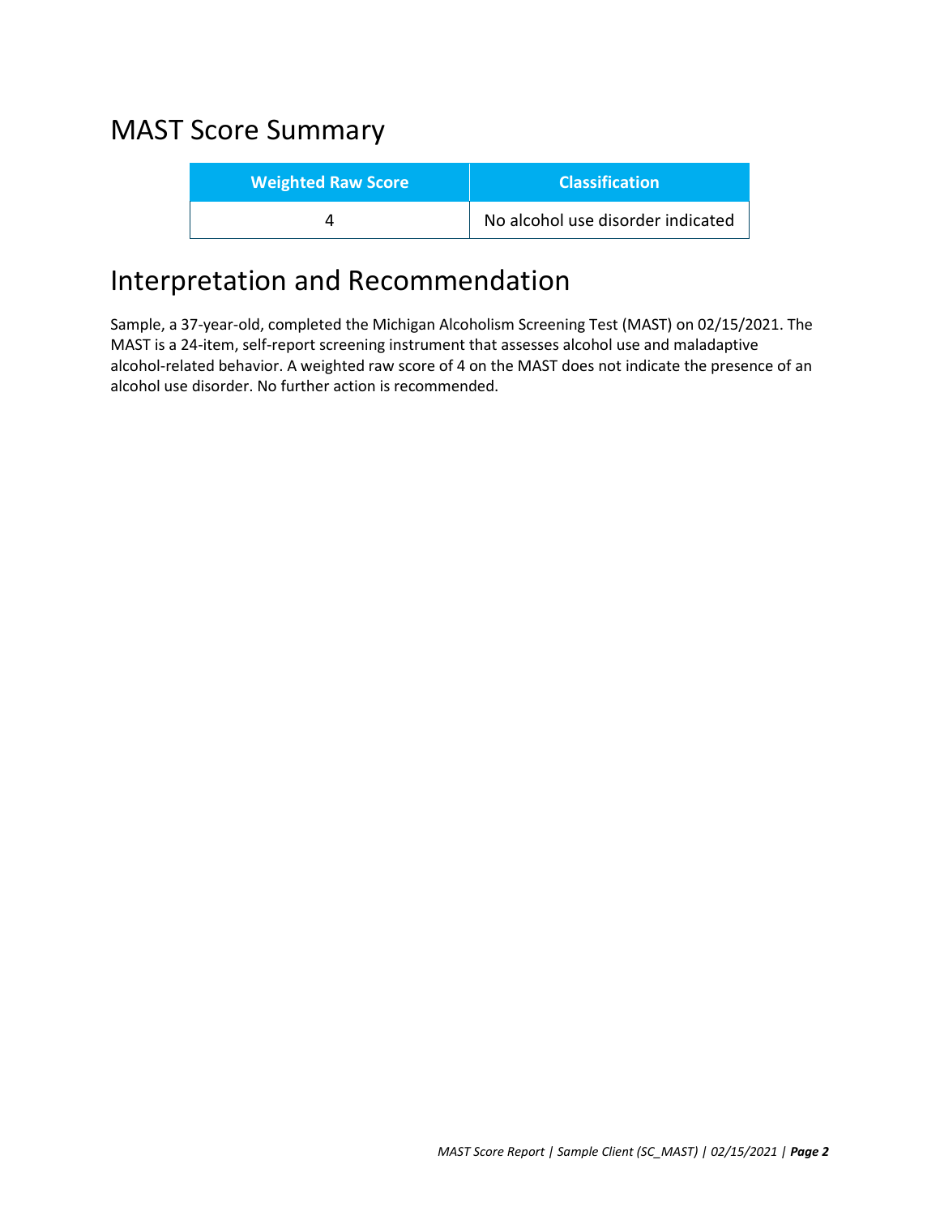## MAST Score Summary

| Weighted Raw Score | Classification |
| --- | --- |
| 4 | No alcohol use disorder indicated |

## Interpretation and Recommendation

Sample, a 37-year-old, completed the Michigan Alcoholism Screening Test (MAST) on 02/15/2021. The MAST is a 24-item, self-report screening instrument that assesses alcohol use and maladaptive alcohol-related behavior. A weighted raw score of 4 on the MAST does not indicate the presence of an alcohol use disorder. No further action is recommended.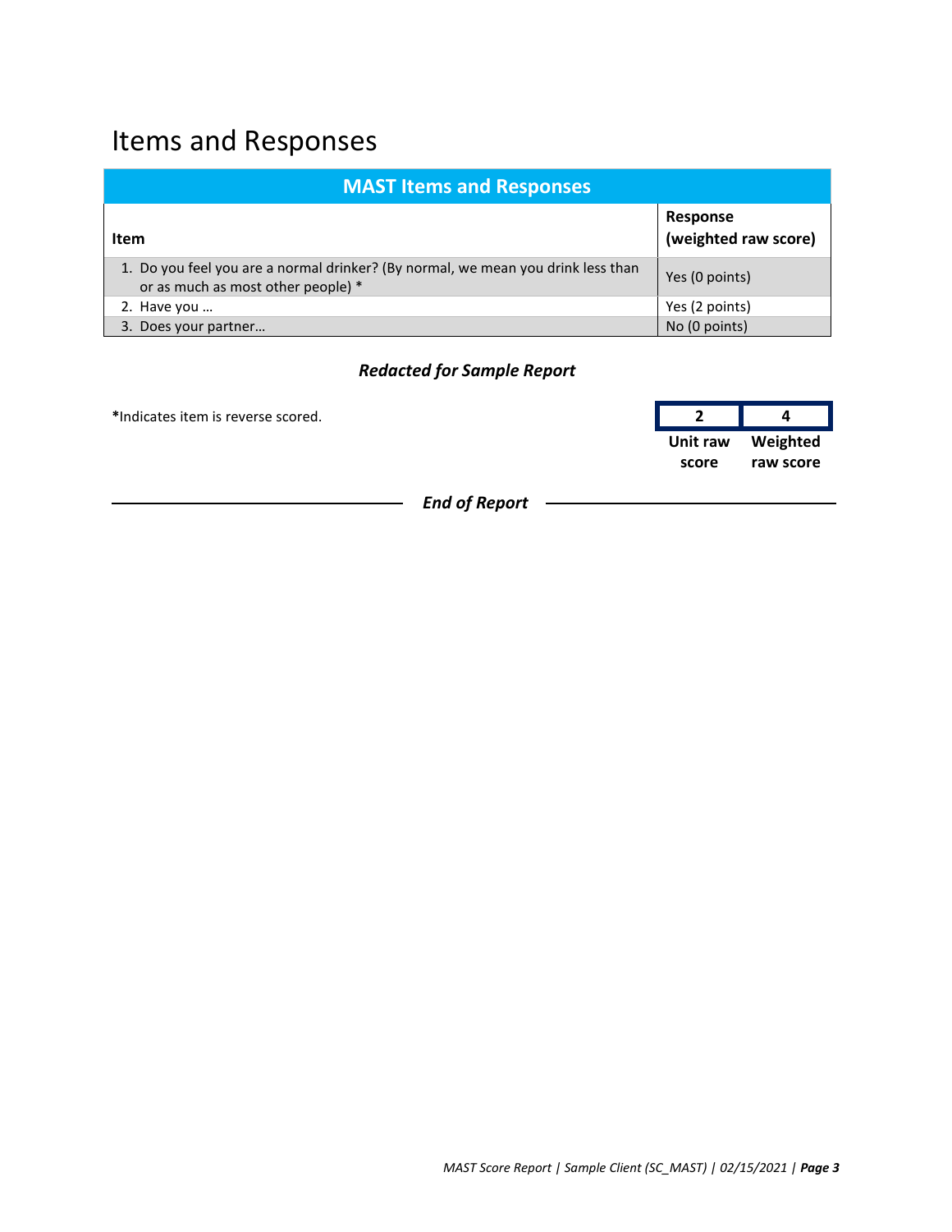# Items and Responses

| MAST Items and Responses | |
|---|---|
| **Item** | **Response (weighted raw score)** |
| 1. Do you feel you are a normal drinker? (By normal, we mean you drink less than or as much as most other people) * | Yes (0 points) |
| 2. Have you … | Yes (2 points) |
| 3. Does your partner… | No (0 points) |

***Redacted for Sample Report***

*Indicates item is reverse scored.

| **Unit raw score** | **Weighted raw score** |
|---|---|
| **2** | **4** |

***End of Report***